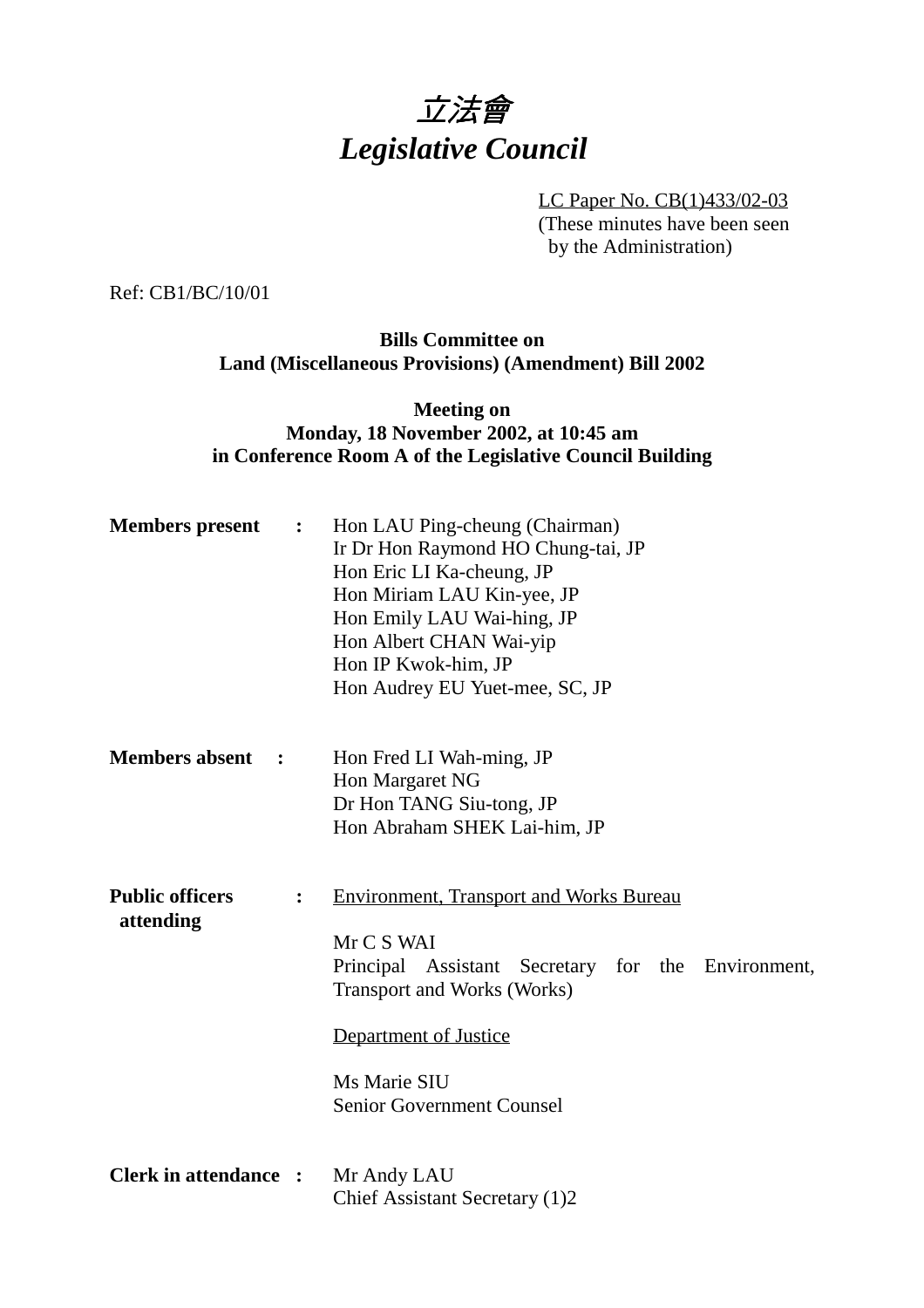# *立法會*
# *Legislative Council*

LC Paper No. CB(1)433/02-03
(These minutes have been seen by the Administration)

Ref: CB1/BC/10/01

**Bills Committee on**
**Land (Miscellaneous Provisions) (Amendment) Bill 2002**

**Meeting on**
**Monday, 18 November 2002, at 10:45 am**
**in Conference Room A of the Legislative Council Building**

**Members present :**

Hon LAU Ping-cheung (Chairman)
Ir Dr Hon Raymond HO Chung-tai, JP
Hon Eric LI Ka-cheung, JP
Hon Miriam LAU Kin-yee, JP
Hon Emily LAU Wai-hing, JP
Hon Albert CHAN Wai-yip
Hon IP Kwok-him, JP
Hon Audrey EU Yuet-mee, SC, JP

**Members absent :**

Hon Fred LI Wah-ming, JP
Hon Margaret NG
Dr Hon TANG Siu-tong, JP
Hon Abraham SHEK Lai-him, JP

**Public officers attending :**

Environment, Transport and Works Bureau

Mr C S WAI
Principal Assistant Secretary for the Environment, Transport and Works (Works)

Department of Justice

Ms Marie SIU
Senior Government Counsel

**Clerk in attendance :**

Mr Andy LAU
Chief Assistant Secretary (1)2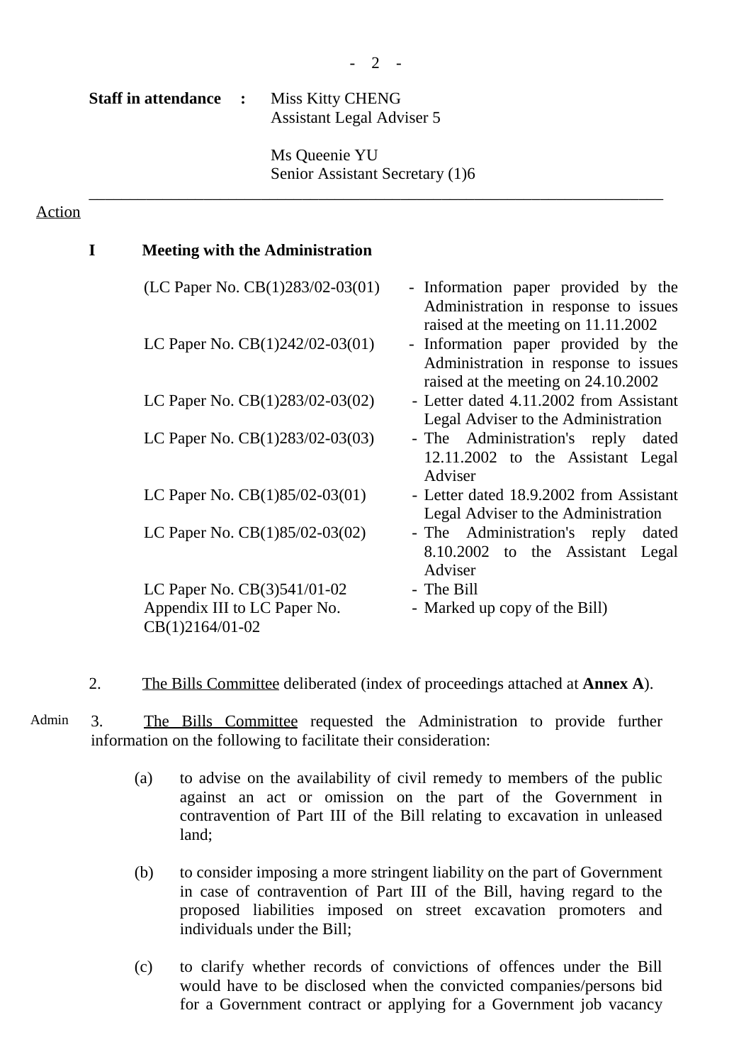**Staff in attendance :** Miss Kitty CHENG
Assistant Legal Adviser 5

Ms Queenie YU
Senior Assistant Secretary (1)6

---

Action

**I Meeting with the Administration**

| | |
|---|---|
| (LC Paper No. CB(1)283/02-03(01) | - Information paper provided by the Administration in response to issues raised at the meeting on 11.11.2002 |
| LC Paper No. CB(1)242/02-03(01) | - Information paper provided by the Administration in response to issues raised at the meeting on 24.10.2002 |
| LC Paper No. CB(1)283/02-03(02) | - Letter dated 4.11.2002 from Assistant Legal Adviser to the Administration |
| LC Paper No. CB(1)283/02-03(03) | - The Administration's reply dated 12.11.2002 to the Assistant Legal Adviser |
| LC Paper No. CB(1)85/02-03(01) | - Letter dated 18.9.2002 from Assistant Legal Adviser to the Administration |
| LC Paper No. CB(1)85/02-03(02) | - The Administration's reply dated 8.10.2002 to the Assistant Legal Adviser |
| LC Paper No. CB(3)541/01-02 | - The Bill |
| Appendix III to LC Paper No. CB(1)2164/01-02 | - Marked up copy of the Bill) |

2. The Bills Committee deliberated (index of proceedings attached at **Annex A**).

Admin

3. The Bills Committee requested the Administration to provide further information on the following to facilitate their consideration:

(a) to advise on the availability of civil remedy to members of the public against an act or omission on the part of the Government in contravention of Part III of the Bill relating to excavation in unleased land;

(b) to consider imposing a more stringent liability on the part of Government in case of contravention of Part III of the Bill, having regard to the proposed liabilities imposed on street excavation promoters and individuals under the Bill;

(c) to clarify whether records of convictions of offences under the Bill would have to be disclosed when the convicted companies/persons bid for a Government contract or applying for a Government job vacancy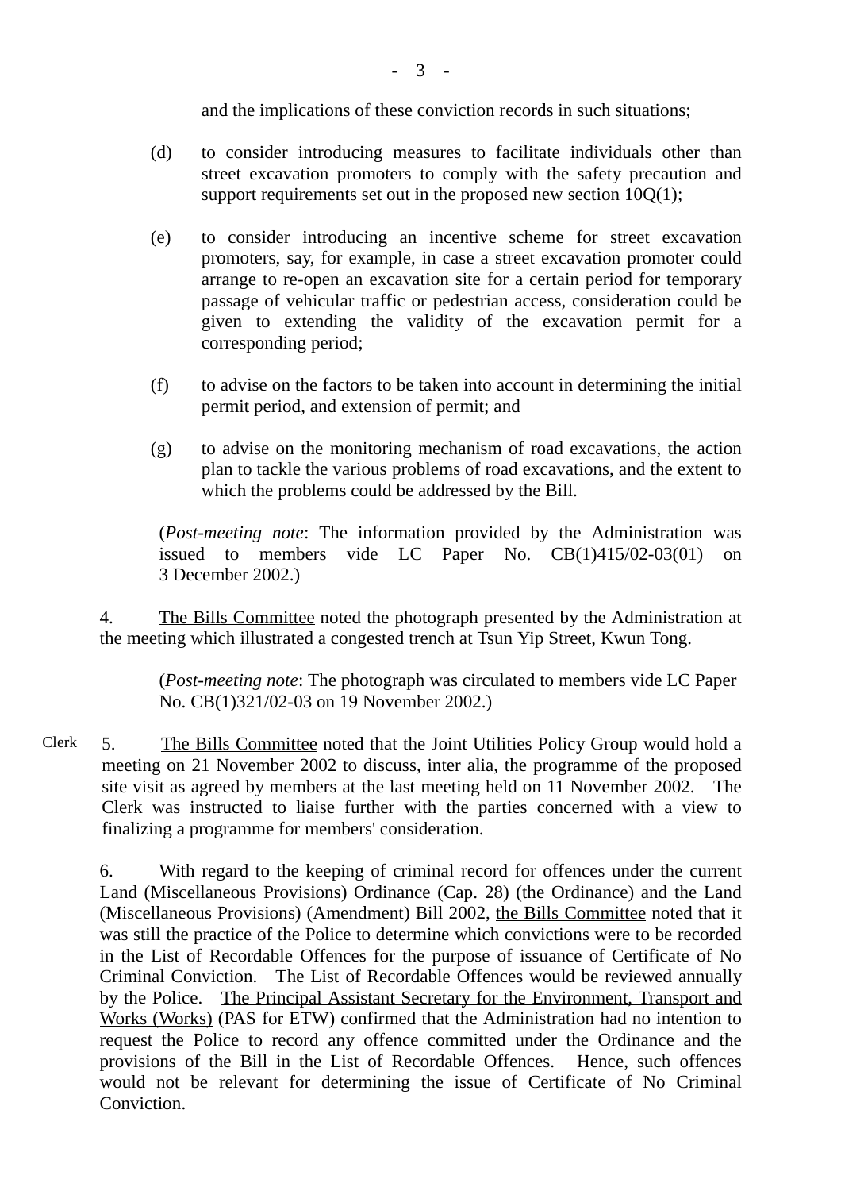and the implications of these conviction records in such situations;

(d) to consider introducing measures to facilitate individuals other than street excavation promoters to comply with the safety precaution and support requirements set out in the proposed new section 10Q(1);

(e) to consider introducing an incentive scheme for street excavation promoters, say, for example, in case a street excavation promoter could arrange to re-open an excavation site for a certain period for temporary passage of vehicular traffic or pedestrian access, consideration could be given to extending the validity of the excavation permit for a corresponding period;

(f) to advise on the factors to be taken into account in determining the initial permit period, and extension of permit; and

(g) to advise on the monitoring mechanism of road excavations, the action plan to tackle the various problems of road excavations, and the extent to which the problems could be addressed by the Bill.

(*Post-meeting note*: The information provided by the Administration was issued to members vide LC Paper No. CB(1)415/02-03(01) on 3 December 2002.)

4. The Bills Committee noted the photograph presented by the Administration at the meeting which illustrated a congested trench at Tsun Yip Street, Kwun Tong.

(*Post-meeting note*: The photograph was circulated to members vide LC Paper No. CB(1)321/02-03 on 19 November 2002.)

Clerk

5. The Bills Committee noted that the Joint Utilities Policy Group would hold a meeting on 21 November 2002 to discuss, inter alia, the programme of the proposed site visit as agreed by members at the last meeting held on 11 November 2002. The Clerk was instructed to liaise further with the parties concerned with a view to finalizing a programme for members' consideration.

6. With regard to the keeping of criminal record for offences under the current Land (Miscellaneous Provisions) Ordinance (Cap. 28) (the Ordinance) and the Land (Miscellaneous Provisions) (Amendment) Bill 2002, the Bills Committee noted that it was still the practice of the Police to determine which convictions were to be recorded in the List of Recordable Offences for the purpose of issuance of Certificate of No Criminal Conviction. The List of Recordable Offences would be reviewed annually by the Police. The Principal Assistant Secretary for the Environment, Transport and Works (Works) (PAS for ETW) confirmed that the Administration had no intention to request the Police to record any offence committed under the Ordinance and the provisions of the Bill in the List of Recordable Offences. Hence, such offences would not be relevant for determining the issue of Certificate of No Criminal Conviction.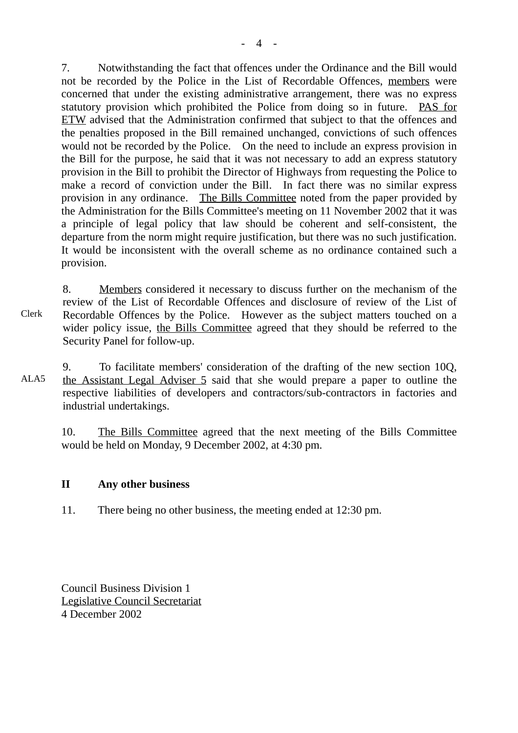7. Notwithstanding the fact that offences under the Ordinance and the Bill would not be recorded by the Police in the List of Recordable Offences, members were concerned that under the existing administrative arrangement, there was no express statutory provision which prohibited the Police from doing so in future. PAS for ETW advised that the Administration confirmed that subject to that the offences and the penalties proposed in the Bill remained unchanged, convictions of such offences would not be recorded by the Police. On the need to include an express provision in the Bill for the purpose, he said that it was not necessary to add an express statutory provision in the Bill to prohibit the Director of Highways from requesting the Police to make a record of conviction under the Bill. In fact there was no similar express provision in any ordinance. The Bills Committee noted from the paper provided by the Administration for the Bills Committee's meeting on 11 November 2002 that it was a principle of legal policy that law should be coherent and self-consistent, the departure from the norm might require justification, but there was no such justification. It would be inconsistent with the overall scheme as no ordinance contained such a provision.

8. Members considered it necessary to discuss further on the mechanism of the review of the List of Recordable Offences and disclosure of review of the List of Recordable Offences by the Police. However as the subject matters touched on a wider policy issue, the Bills Committee agreed that they should be referred to the Security Panel for follow-up.

Clerk

9. To facilitate members' consideration of the drafting of the new section 10Q, the Assistant Legal Adviser 5 said that she would prepare a paper to outline the respective liabilities of developers and contractors/sub-contractors in factories and industrial undertakings.

ALA5

10. The Bills Committee agreed that the next meeting of the Bills Committee would be held on Monday, 9 December 2002, at 4:30 pm.

**II Any other business**

11. There being no other business, the meeting ended at 12:30 pm.

Council Business Division 1
Legislative Council Secretariat
4 December 2002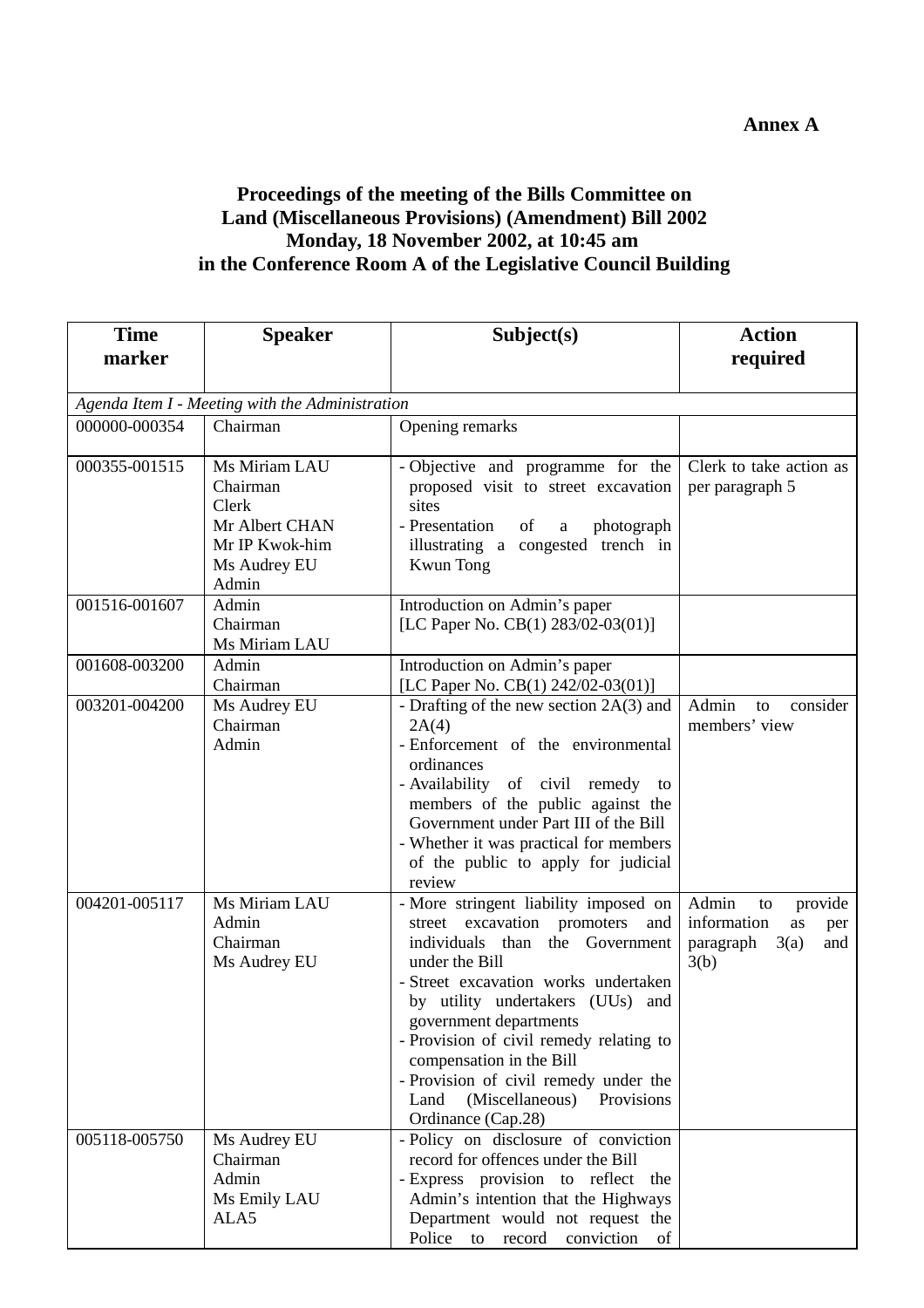**Annex A**

**Proceedings of the meeting of the Bills Committee on**
**Land (Miscellaneous Provisions) (Amendment) Bill 2002**
**Monday, 18 November 2002, at 10:45 am**
**in the Conference Room A of the Legislative Council Building**

| Time marker | Speaker | Subject(s) | Action required |
|---|---|---|---|
| *Agenda Item I - Meeting with the Administration* | | | |
| 000000-000354 | Chairman | Opening remarks | |
| 000355-001515 | Ms Miriam LAU<br>Chairman<br>Clerk<br>Mr Albert CHAN<br>Mr IP Kwok-him<br>Ms Audrey EU<br>Admin | - Objective and programme for the proposed visit to street excavation sites<br>- Presentation of a photograph illustrating a congested trench in Kwun Tong | Clerk to take action as per paragraph 5 |
| 001516-001607 | Admin<br>Chairman<br>Ms Miriam LAU | Introduction on Admin's paper<br>[LC Paper No. CB(1) 283/02-03(01)] | |
| 001608-003200 | Admin<br>Chairman | Introduction on Admin's paper<br>[LC Paper No. CB(1) 242/02-03(01)] | |
| 003201-004200 | Ms Audrey EU<br>Chairman<br>Admin | - Drafting of the new section 2A(3) and 2A(4)<br>- Enforcement of the environmental ordinances<br>- Availability of civil remedy to members of the public against the Government under Part III of the Bill<br>- Whether it was practical for members of the public to apply for judicial review | Admin to consider members' view |
| 004201-005117 | Ms Miriam LAU<br>Admin<br>Chairman<br>Ms Audrey EU | - More stringent liability imposed on street excavation promoters and individuals than the Government under the Bill<br>- Street excavation works undertaken by utility undertakers (UUs) and government departments<br>- Provision of civil remedy relating to compensation in the Bill<br>- Provision of civil remedy under the Land (Miscellaneous) Provisions Ordinance (Cap.28) | Admin to provide information as per paragraph 3(a) and 3(b) |
| 005118-005750 | Ms Audrey EU<br>Chairman<br>Admin<br>Ms Emily LAU<br>ALA5 | - Policy on disclosure of conviction record for offences under the Bill<br>- Express provision to reflect the Admin's intention that the Highways Department would not request the Police to record conviction of | |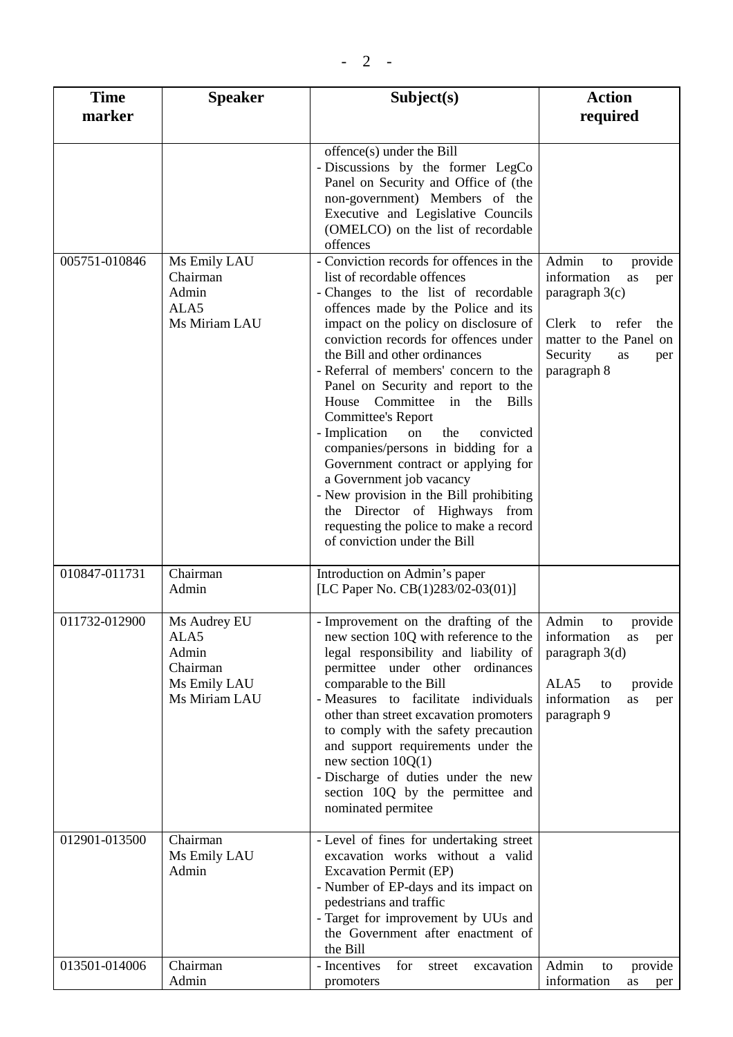| Time marker | Speaker | Subject(s) | Action required |
|---|---|---|---|
| | | offence(s) under the Bill<br>- Discussions by the former LegCo Panel on Security and Office of (the non-government) Members of the Executive and Legislative Councils (OMELCO) on the list of recordable offences | |
| 005751-010846 | Ms Emily LAU<br>Chairman<br>Admin<br>ALA5<br>Ms Miriam LAU | - Conviction records for offences in the list of recordable offences<br>- Changes to the list of recordable offences made by the Police and its impact on the policy on disclosure of conviction records for offences under the Bill and other ordinances<br>- Referral of members' concern to the Panel on Security and report to the House Committee in the Bills Committee's Report<br>- Implication on the convicted companies/persons in bidding for a Government contract or applying for a Government job vacancy<br>- New provision in the Bill prohibiting the Director of Highways from requesting the police to make a record of conviction under the Bill | Admin to provide information as per paragraph 3(c)<br><br>Clerk to refer the matter to the Panel on Security as per paragraph 8 |
| 010847-011731 | Chairman<br>Admin | Introduction on Admin's paper<br>[LC Paper No. CB(1)283/02-03(01)] | |
| 011732-012900 | Ms Audrey EU<br>ALA5<br>Admin<br>Chairman<br>Ms Emily LAU<br>Ms Miriam LAU | - Improvement on the drafting of the new section 10Q with reference to the legal responsibility and liability of permittee under other ordinances comparable to the Bill<br>- Measures to facilitate individuals other than street excavation promoters to comply with the safety precaution and support requirements under the new section 10Q(1)<br>- Discharge of duties under the new section 10Q by the permittee and nominated permitee | Admin to provide information as per paragraph 3(d)<br><br>ALA5 to provide information as per paragraph 9 |
| 012901-013500 | Chairman<br>Ms Emily LAU<br>Admin | - Level of fines for undertaking street excavation works without a valid Excavation Permit (EP)<br>- Number of EP-days and its impact on pedestrians and traffic<br>- Target for improvement by UUs and the Government after enactment of the Bill | |
| 013501-014006 | Chairman<br>Admin | - Incentives for street excavation promoters | Admin to provide information as per |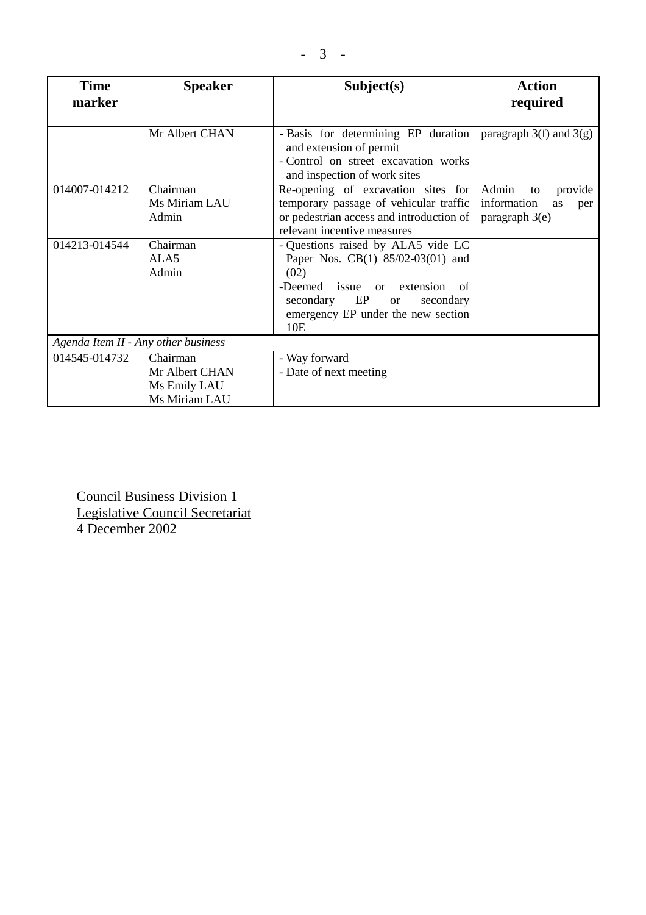| Time marker | Speaker | Subject(s) | Action required |
|---|---|---|---|
| | Mr Albert CHAN | - Basis for determining EP duration and extension of permit<br>- Control on street excavation works and inspection of work sites | paragraph 3(f) and 3(g) |
| 014007-014212 | Chairman<br>Ms Miriam LAU<br>Admin | Re-opening of excavation sites for temporary passage of vehicular traffic or pedestrian access and introduction of relevant incentive measures | Admin to provide information as per paragraph 3(e) |
| 014213-014544 | Chairman<br>ALA5<br>Admin | - Questions raised by ALA5 vide LC Paper Nos. CB(1) 85/02-03(01) and (02)<br>-Deemed issue or extension of secondary EP or secondary emergency EP under the new section 10E | |
| *Agenda Item II - Any other business* | | | |
| 014545-014732 | Chairman<br>Mr Albert CHAN<br>Ms Emily LAU<br>Ms Miriam LAU | - Way forward<br>- Date of next meeting | |

Council Business Division 1
Legislative Council Secretariat
4 December 2002